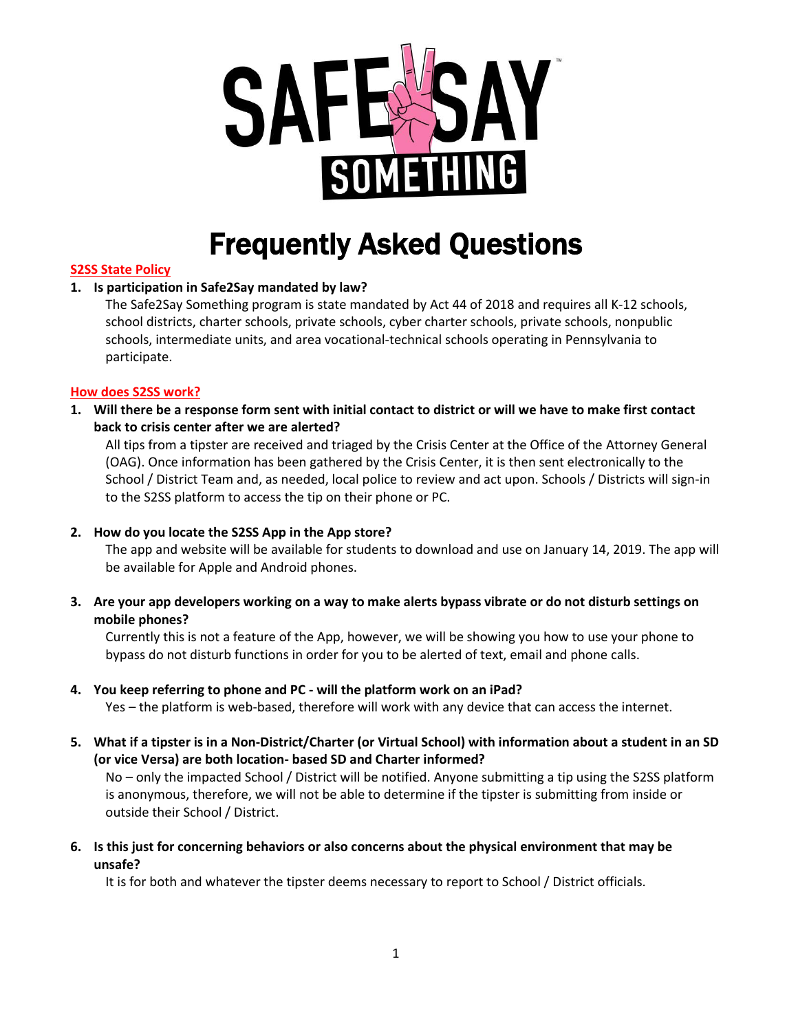# Frequently Asked Questions

## S2SS State Policy

1. **Is participation in Safe2Say mandated by law?**
   The Safe2Say Something program is state mandated by Act 44 of 2018 and requires all K-12 schools, school districts, charter schools, private schools, cyber charter schools, private schools, nonpublic schools, intermediate units, and area vocational-technical schools operating in Pennsylvania to participate.

## How does S2SS work?

1. **Will there be a response form sent with initial contact to district or will we have to make first contact back to crisis center after we are alerted?**
   All tips from a tipster are received and triaged by the Crisis Center at the Office of the Attorney General (OAG). Once information has been gathered by the Crisis Center, it is then sent electronically to the School / District Team and, as needed, local police to review and act upon. Schools / Districts will sign-in to the S2SS platform to access the tip on their phone or PC.

2. **How do you locate the S2SS App in the App store?**
   The app and website will be available for students to download and use on January 14, 2019. The app will be available for Apple and Android phones.

3. **Are your app developers working on a way to make alerts bypass vibrate or do not disturb settings on mobile phones?**
   Currently this is not a feature of the App, however, we will be showing you how to use your phone to bypass do not disturb functions in order for you to be alerted of text, email and phone calls.

4. **You keep referring to phone and PC - will the platform work on an iPad?**
   Yes – the platform is web-based, therefore will work with any device that can access the internet.

5. **What if a tipster is in a Non-District/Charter (or Virtual School) with information about a student in an SD (or vice Versa) are both location- based SD and Charter informed?**
   No – only the impacted School / District will be notified. Anyone submitting a tip using the S2SS platform is anonymous, therefore, we will not be able to determine if the tipster is submitting from inside or outside their School / District.

6. **Is this just for concerning behaviors or also concerns about the physical environment that may be unsafe?**
   It is for both and whatever the tipster deems necessary to report to School / District officials.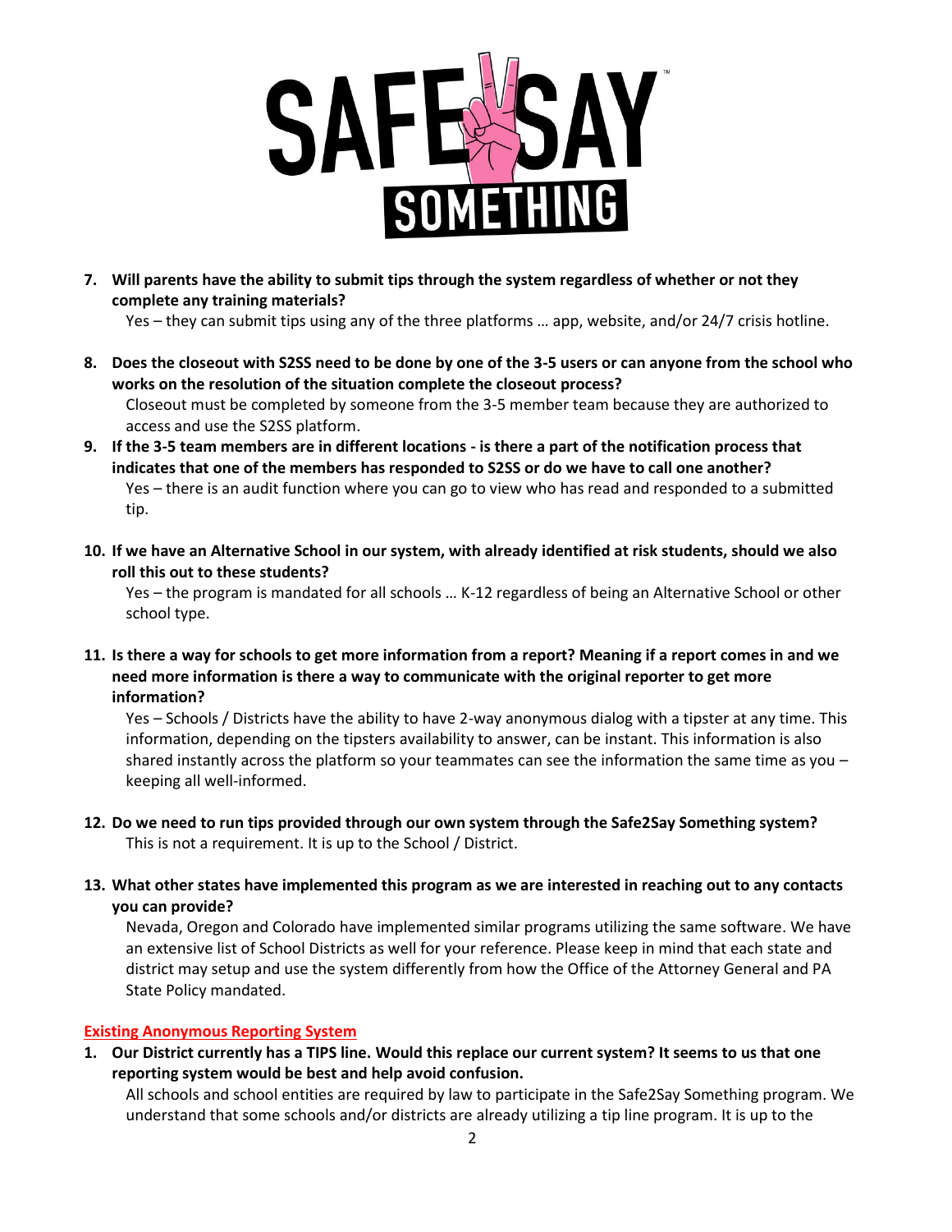7. **Will parents have the ability to submit tips through the system regardless of whether or not they complete any training materials?**
   Yes – they can submit tips using any of the three platforms … app, website, and/or 24/7 crisis hotline.

8. **Does the closeout with S2SS need to be done by one of the 3-5 users or can anyone from the school who works on the resolution of the situation complete the closeout process?**
   Closeout must be completed by someone from the 3-5 member team because they are authorized to access and use the S2SS platform.

9. **If the 3-5 team members are in different locations - is there a part of the notification process that indicates that one of the members has responded to S2SS or do we have to call one another?**
   Yes – there is an audit function where you can go to view who has read and responded to a submitted tip.

10. **If we have an Alternative School in our system, with already identified at risk students, should we also roll this out to these students?**
    Yes – the program is mandated for all schools … K-12 regardless of being an Alternative School or other school type.

11. **Is there a way for schools to get more information from a report? Meaning if a report comes in and we need more information is there a way to communicate with the original reporter to get more information?**
    Yes – Schools / Districts have the ability to have 2-way anonymous dialog with a tipster at any time. This information, depending on the tipsters availability to answer, can be instant. This information is also shared instantly across the platform so your teammates can see the information the same time as you – keeping all well-informed.

12. **Do we need to run tips provided through our own system through the Safe2Say Something system?**
    This is not a requirement. It is up to the School / District.

13. **What other states have implemented this program as we are interested in reaching out to any contacts you can provide?**
    Nevada, Oregon and Colorado have implemented similar programs utilizing the same software. We have an extensive list of School Districts as well for your reference. Please keep in mind that each state and district may setup and use the system differently from how the Office of the Attorney General and PA State Policy mandated.

## Existing Anonymous Reporting System

1. **Our District currently has a TIPS line. Would this replace our current system? It seems to us that one reporting system would be best and help avoid confusion.**
   All schools and school entities are required by law to participate in the Safe2Say Something program. We understand that some schools and/or districts are already utilizing a tip line program. It is up to the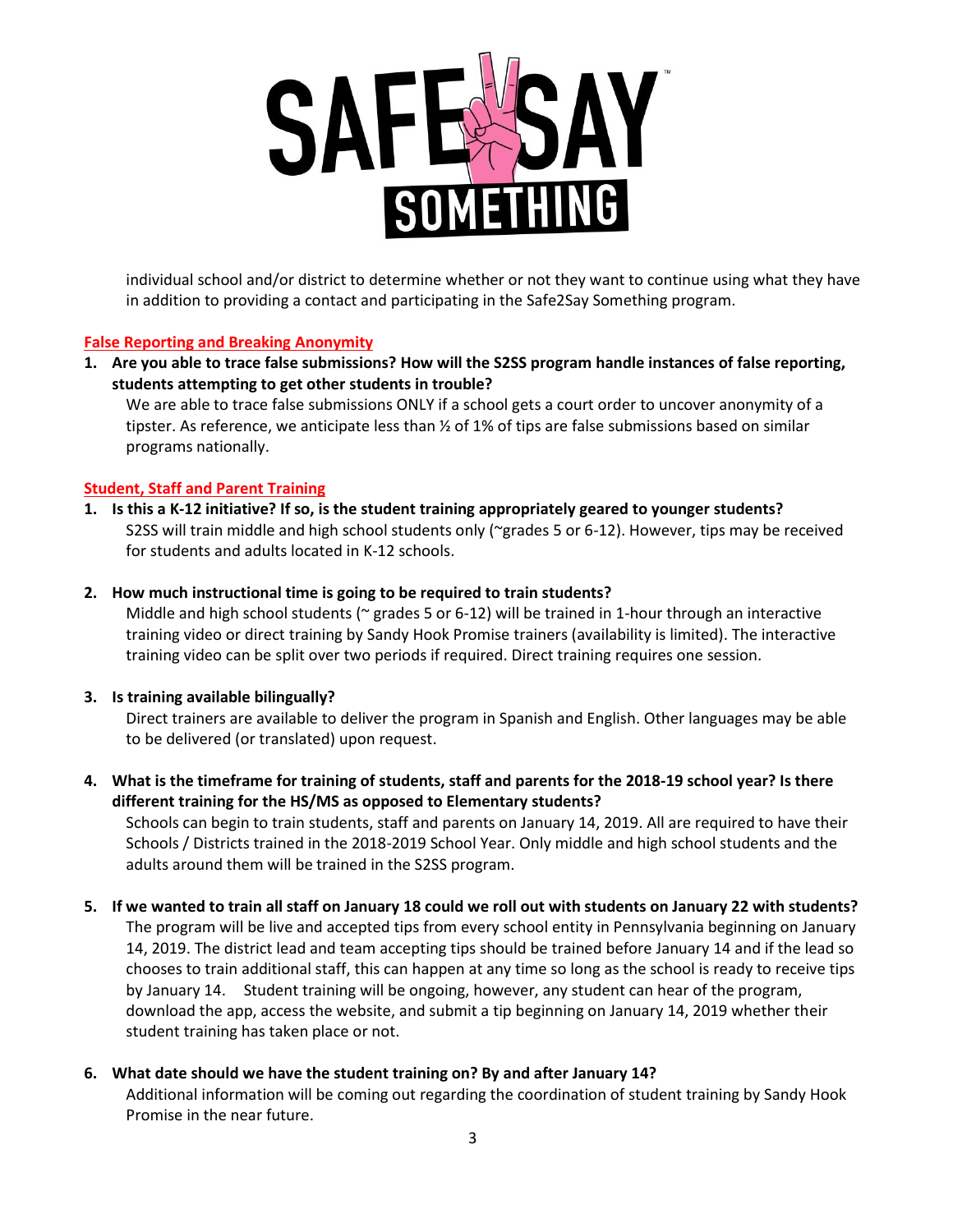individual school and/or district to determine whether or not they want to continue using what they have in addition to providing a contact and participating in the Safe2Say Something program.

## False Reporting and Breaking Anonymity

1. **Are you able to trace false submissions? How will the S2SS program handle instances of false reporting, students attempting to get other students in trouble?**

   We are able to trace false submissions ONLY if a school gets a court order to uncover anonymity of a tipster. As reference, we anticipate less than ½ of 1% of tips are false submissions based on similar programs nationally.

## Student, Staff and Parent Training

1. **Is this a K-12 initiative? If so, is the student training appropriately geared to younger students?**

   S2SS will train middle and high school students only (~grades 5 or 6-12). However, tips may be received for students and adults located in K-12 schools.

2. **How much instructional time is going to be required to train students?**

   Middle and high school students (~ grades 5 or 6-12) will be trained in 1-hour through an interactive training video or direct training by Sandy Hook Promise trainers (availability is limited). The interactive training video can be split over two periods if required. Direct training requires one session.

3. **Is training available bilingually?**

   Direct trainers are available to deliver the program in Spanish and English. Other languages may be able to be delivered (or translated) upon request.

4. **What is the timeframe for training of students, staff and parents for the 2018-19 school year? Is there different training for the HS/MS as opposed to Elementary students?**

   Schools can begin to train students, staff and parents on January 14, 2019. All are required to have their Schools / Districts trained in the 2018-2019 School Year. Only middle and high school students and the adults around them will be trained in the S2SS program.

5. **If we wanted to train all staff on January 18 could we roll out with students on January 22 with students?**

   The program will be live and accepted tips from every school entity in Pennsylvania beginning on January 14, 2019. The district lead and team accepting tips should be trained before January 14 and if the lead so chooses to train additional staff, this can happen at any time so long as the school is ready to receive tips by January 14. Student training will be ongoing, however, any student can hear of the program, download the app, access the website, and submit a tip beginning on January 14, 2019 whether their student training has taken place or not.

6. **What date should we have the student training on? By and after January 14?**

   Additional information will be coming out regarding the coordination of student training by Sandy Hook Promise in the near future.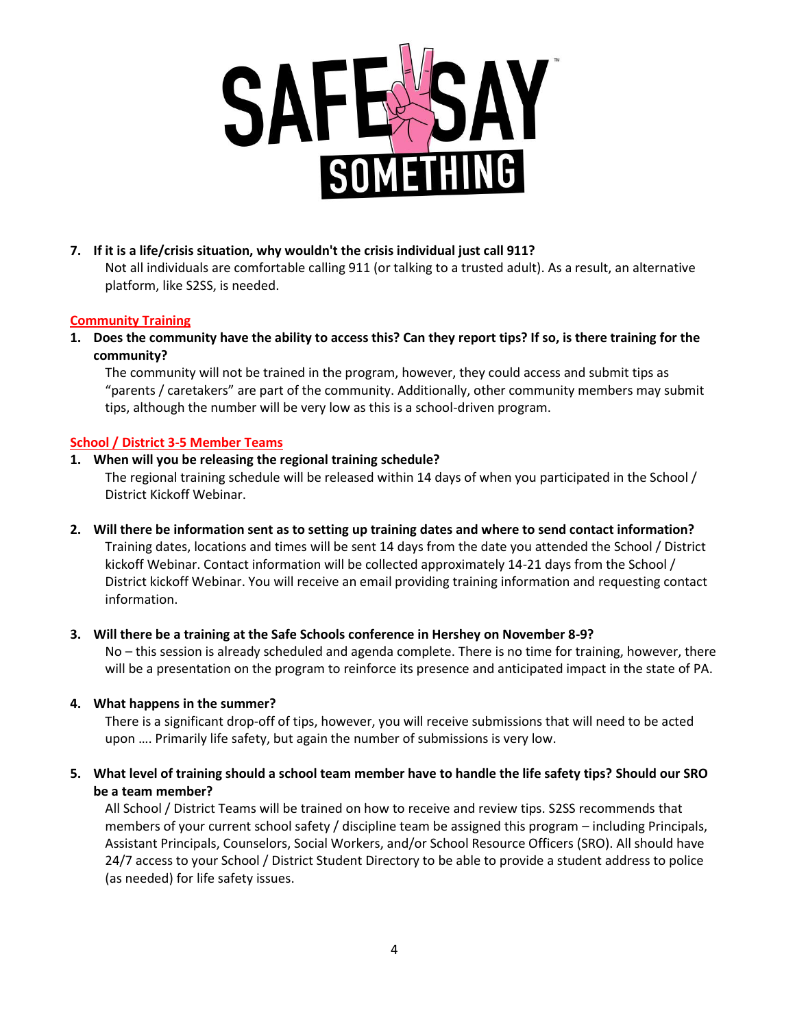**7. If it is a life/crisis situation, why wouldn't the crisis individual just call 911?**

Not all individuals are comfortable calling 911 (or talking to a trusted adult). As a result, an alternative platform, like S2SS, is needed.

## Community Training

**1. Does the community have the ability to access this? Can they report tips? If so, is there training for the community?**

The community will not be trained in the program, however, they could access and submit tips as "parents / caretakers" are part of the community. Additionally, other community members may submit tips, although the number will be very low as this is a school-driven program.

## School / District 3-5 Member Teams

**1. When will you be releasing the regional training schedule?**

The regional training schedule will be released within 14 days of when you participated in the School / District Kickoff Webinar.

**2. Will there be information sent as to setting up training dates and where to send contact information?**

Training dates, locations and times will be sent 14 days from the date you attended the School / District kickoff Webinar. Contact information will be collected approximately 14-21 days from the School / District kickoff Webinar. You will receive an email providing training information and requesting contact information.

**3. Will there be a training at the Safe Schools conference in Hershey on November 8-9?**

No – this session is already scheduled and agenda complete. There is no time for training, however, there will be a presentation on the program to reinforce its presence and anticipated impact in the state of PA.

**4. What happens in the summer?**

There is a significant drop-off of tips, however, you will receive submissions that will need to be acted upon …. Primarily life safety, but again the number of submissions is very low.

**5. What level of training should a school team member have to handle the life safety tips? Should our SRO be a team member?**

All School / District Teams will be trained on how to receive and review tips. S2SS recommends that members of your current school safety / discipline team be assigned this program – including Principals, Assistant Principals, Counselors, Social Workers, and/or School Resource Officers (SRO). All should have 24/7 access to your School / District Student Directory to be able to provide a student address to police (as needed) for life safety issues.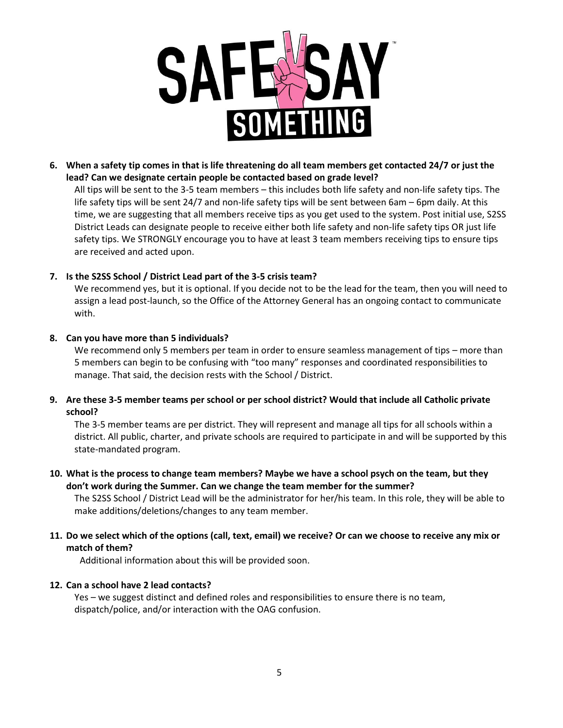**6. When a safety tip comes in that is life threatening do all team members get contacted 24/7 or just the lead? Can we designate certain people be contacted based on grade level?**

All tips will be sent to the 3-5 team members – this includes both life safety and non-life safety tips. The life safety tips will be sent 24/7 and non-life safety tips will be sent between 6am – 6pm daily. At this time, we are suggesting that all members receive tips as you get used to the system. Post initial use, S2SS District Leads can designate people to receive either both life safety and non-life safety tips OR just life safety tips. We STRONGLY encourage you to have at least 3 team members receiving tips to ensure tips are received and acted upon.

**7. Is the S2SS School / District Lead part of the 3-5 crisis team?**

We recommend yes, but it is optional. If you decide not to be the lead for the team, then you will need to assign a lead post-launch, so the Office of the Attorney General has an ongoing contact to communicate with.

**8. Can you have more than 5 individuals?**

We recommend only 5 members per team in order to ensure seamless management of tips – more than 5 members can begin to be confusing with "too many" responses and coordinated responsibilities to manage. That said, the decision rests with the School / District.

**9. Are these 3-5 member teams per school or per school district? Would that include all Catholic private school?**

The 3-5 member teams are per district. They will represent and manage all tips for all schools within a district. All public, charter, and private schools are required to participate in and will be supported by this state-mandated program.

**10. What is the process to change team members? Maybe we have a school psych on the team, but they don't work during the Summer. Can we change the team member for the summer?**

The S2SS School / District Lead will be the administrator for her/his team. In this role, they will be able to make additions/deletions/changes to any team member.

**11. Do we select which of the options (call, text, email) we receive? Or can we choose to receive any mix or match of them?**

Additional information about this will be provided soon.

**12. Can a school have 2 lead contacts?**

Yes – we suggest distinct and defined roles and responsibilities to ensure there is no team, dispatch/police, and/or interaction with the OAG confusion.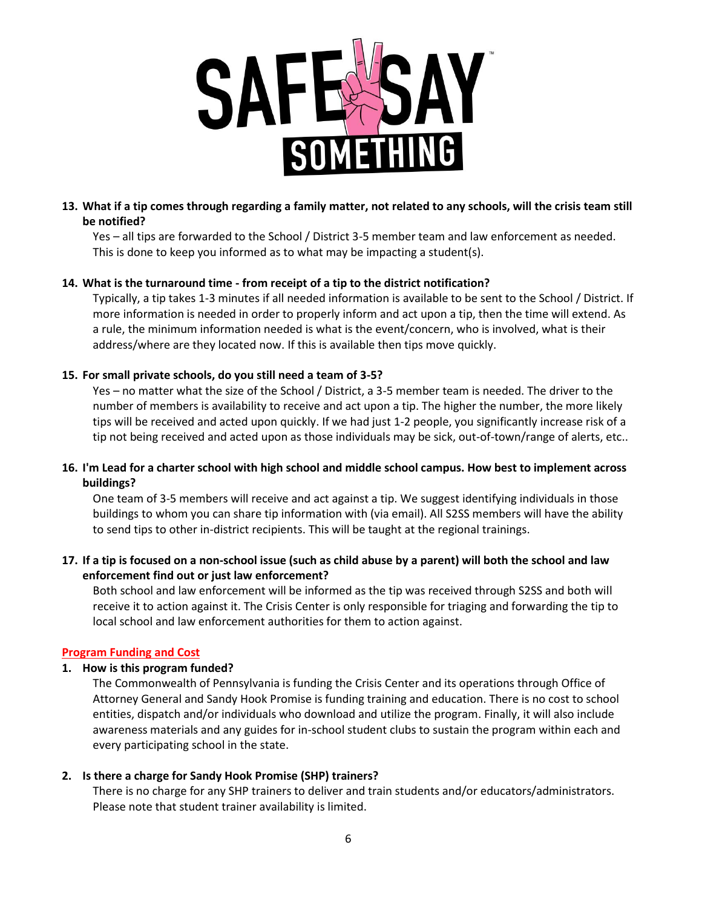**13. What if a tip comes through regarding a family matter, not related to any schools, will the crisis team still be notified?**

Yes – all tips are forwarded to the School / District 3-5 member team and law enforcement as needed. This is done to keep you informed as to what may be impacting a student(s).

**14. What is the turnaround time - from receipt of a tip to the district notification?**

Typically, a tip takes 1-3 minutes if all needed information is available to be sent to the School / District. If more information is needed in order to properly inform and act upon a tip, then the time will extend. As a rule, the minimum information needed is what is the event/concern, who is involved, what is their address/where are they located now. If this is available then tips move quickly.

**15. For small private schools, do you still need a team of 3-5?**

Yes – no matter what the size of the School / District, a 3-5 member team is needed. The driver to the number of members is availability to receive and act upon a tip. The higher the number, the more likely tips will be received and acted upon quickly. If we had just 1-2 people, you significantly increase risk of a tip not being received and acted upon as those individuals may be sick, out-of-town/range of alerts, etc..

**16. I'm Lead for a charter school with high school and middle school campus. How best to implement across buildings?**

One team of 3-5 members will receive and act against a tip. We suggest identifying individuals in those buildings to whom you can share tip information with (via email). All S2SS members will have the ability to send tips to other in-district recipients. This will be taught at the regional trainings.

**17. If a tip is focused on a non-school issue (such as child abuse by a parent) will both the school and law enforcement find out or just law enforcement?**

Both school and law enforcement will be informed as the tip was received through S2SS and both will receive it to action against it. The Crisis Center is only responsible for triaging and forwarding the tip to local school and law enforcement authorities for them to action against.

## Program Funding and Cost

**1. How is this program funded?**

The Commonwealth of Pennsylvania is funding the Crisis Center and its operations through Office of Attorney General and Sandy Hook Promise is funding training and education. There is no cost to school entities, dispatch and/or individuals who download and utilize the program. Finally, it will also include awareness materials and any guides for in-school student clubs to sustain the program within each and every participating school in the state.

**2. Is there a charge for Sandy Hook Promise (SHP) trainers?**

There is no charge for any SHP trainers to deliver and train students and/or educators/administrators. Please note that student trainer availability is limited.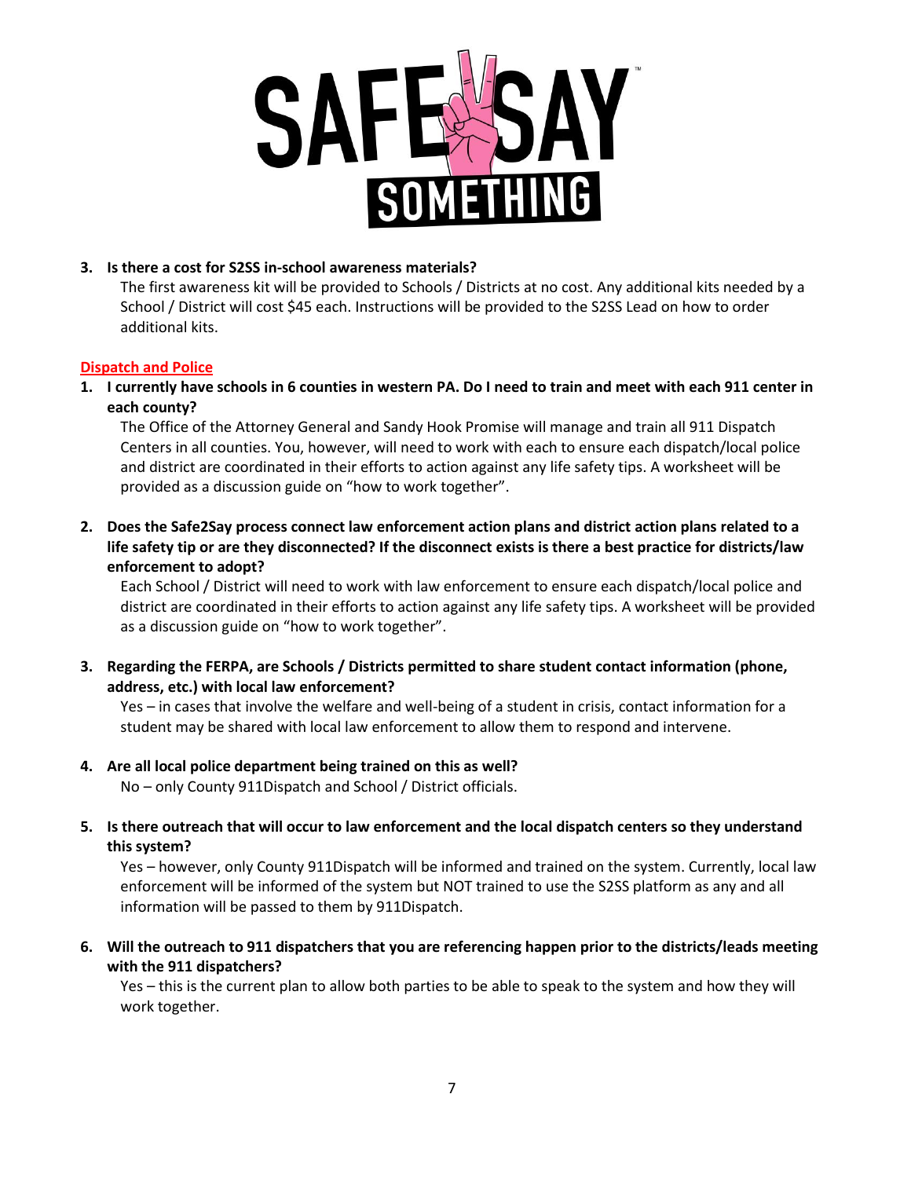3. **Is there a cost for S2SS in-school awareness materials?**

   The first awareness kit will be provided to Schools / Districts at no cost. Any additional kits needed by a School / District will cost $45 each. Instructions will be provided to the S2SS Lead on how to order additional kits.

## Dispatch and Police

1. **I currently have schools in 6 counties in western PA. Do I need to train and meet with each 911 center in each county?**

   The Office of the Attorney General and Sandy Hook Promise will manage and train all 911 Dispatch Centers in all counties. You, however, will need to work with each to ensure each dispatch/local police and district are coordinated in their efforts to action against any life safety tips. A worksheet will be provided as a discussion guide on "how to work together".

2. **Does the Safe2Say process connect law enforcement action plans and district action plans related to a life safety tip or are they disconnected? If the disconnect exists is there a best practice for districts/law enforcement to adopt?**

   Each School / District will need to work with law enforcement to ensure each dispatch/local police and district are coordinated in their efforts to action against any life safety tips. A worksheet will be provided as a discussion guide on "how to work together".

3. **Regarding the FERPA, are Schools / Districts permitted to share student contact information (phone, address, etc.) with local law enforcement?**

   Yes – in cases that involve the welfare and well-being of a student in crisis, contact information for a student may be shared with local law enforcement to allow them to respond and intervene.

4. **Are all local police department being trained on this as well?**

   No – only County 911Dispatch and School / District officials.

5. **Is there outreach that will occur to law enforcement and the local dispatch centers so they understand this system?**

   Yes – however, only County 911Dispatch will be informed and trained on the system. Currently, local law enforcement will be informed of the system but NOT trained to use the S2SS platform as any and all information will be passed to them by 911Dispatch.

6. **Will the outreach to 911 dispatchers that you are referencing happen prior to the districts/leads meeting with the 911 dispatchers?**

   Yes – this is the current plan to allow both parties to be able to speak to the system and how they will work together.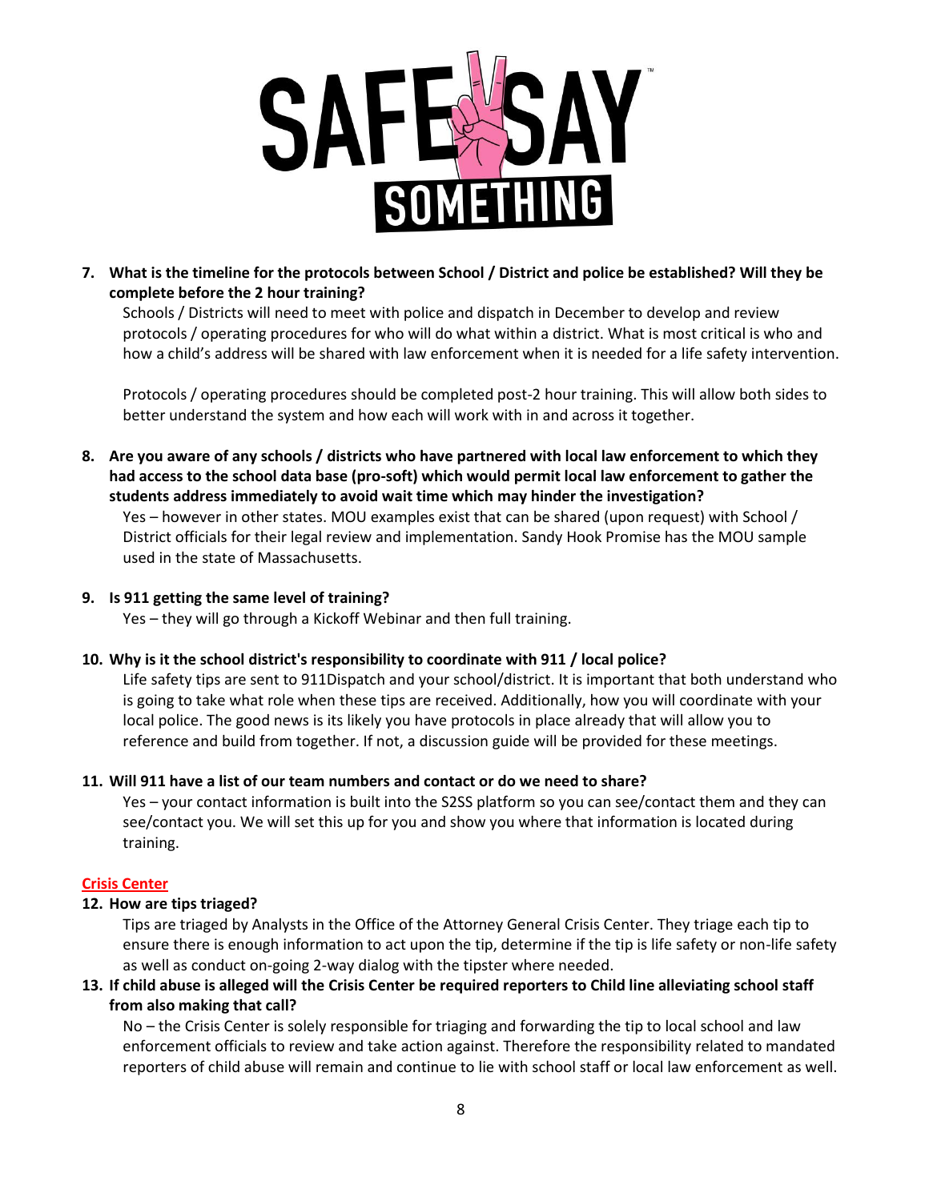**7. What is the timeline for the protocols between School / District and police be established? Will they be complete before the 2 hour training?**

Schools / Districts will need to meet with police and dispatch in December to develop and review protocols / operating procedures for who will do what within a district. What is most critical is who and how a child's address will be shared with law enforcement when it is needed for a life safety intervention.

Protocols / operating procedures should be completed post-2 hour training. This will allow both sides to better understand the system and how each will work with in and across it together.

**8. Are you aware of any schools / districts who have partnered with local law enforcement to which they had access to the school data base (pro-soft) which would permit local law enforcement to gather the students address immediately to avoid wait time which may hinder the investigation?**

Yes – however in other states. MOU examples exist that can be shared (upon request) with School / District officials for their legal review and implementation. Sandy Hook Promise has the MOU sample used in the state of Massachusetts.

**9. Is 911 getting the same level of training?**

Yes – they will go through a Kickoff Webinar and then full training.

**10. Why is it the school district's responsibility to coordinate with 911 / local police?**

Life safety tips are sent to 911Dispatch and your school/district. It is important that both understand who is going to take what role when these tips are received. Additionally, how you will coordinate with your local police. The good news is its likely you have protocols in place already that will allow you to reference and build from together. If not, a discussion guide will be provided for these meetings.

**11. Will 911 have a list of our team numbers and contact or do we need to share?**

Yes – your contact information is built into the S2SS platform so you can see/contact them and they can see/contact you. We will set this up for you and show you where that information is located during training.

## Crisis Center

**12. How are tips triaged?**

Tips are triaged by Analysts in the Office of the Attorney General Crisis Center. They triage each tip to ensure there is enough information to act upon the tip, determine if the tip is life safety or non-life safety as well as conduct on-going 2-way dialog with the tipster where needed.

**13. If child abuse is alleged will the Crisis Center be required reporters to Child line alleviating school staff from also making that call?**

No – the Crisis Center is solely responsible for triaging and forwarding the tip to local school and law enforcement officials to review and take action against. Therefore the responsibility related to mandated reporters of child abuse will remain and continue to lie with school staff or local law enforcement as well.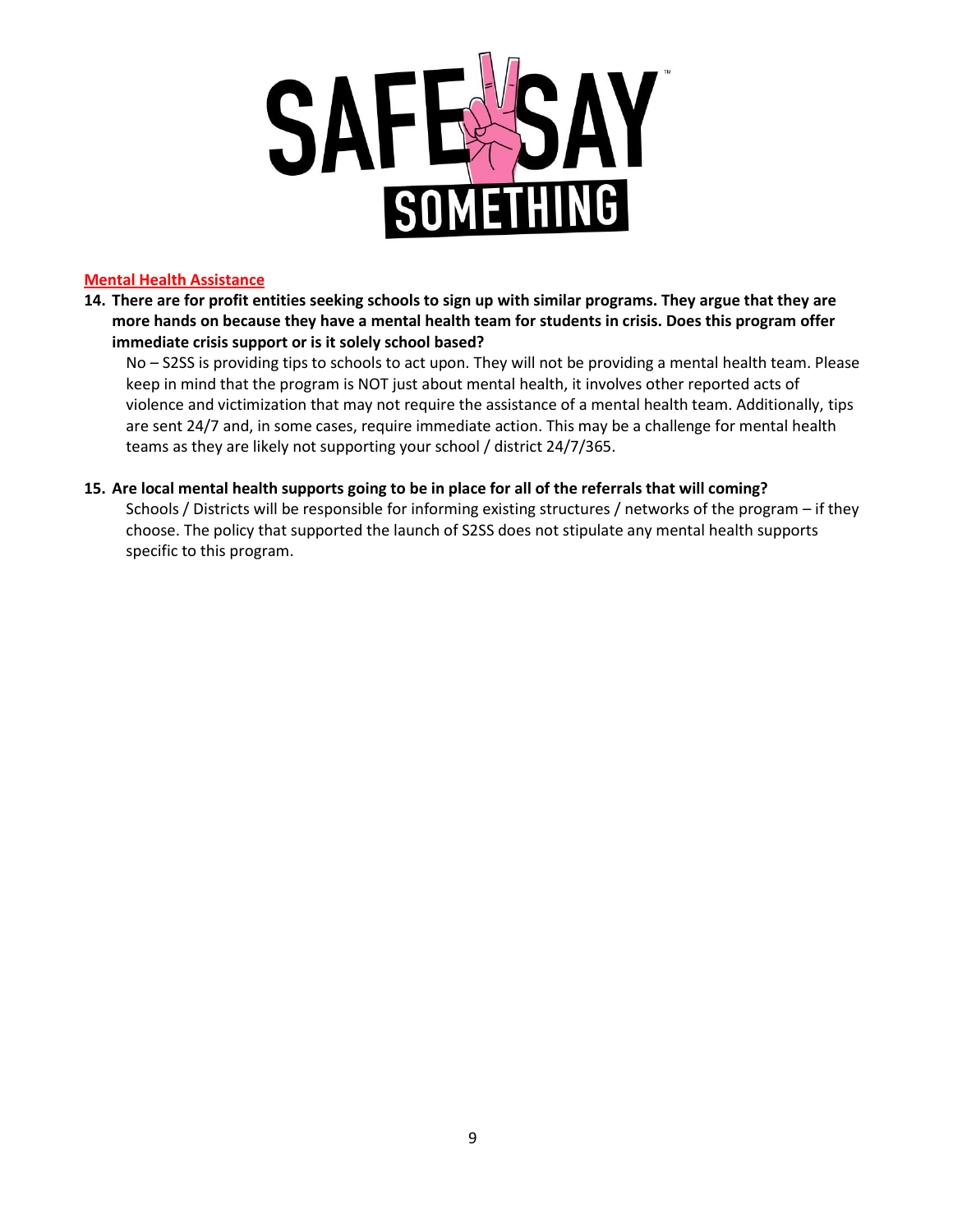SAFE 2 SAY SOMETHING

## Mental Health Assistance

**14. There are for profit entities seeking schools to sign up with similar programs. They argue that they are more hands on because they have a mental health team for students in crisis. Does this program offer immediate crisis support or is it solely school based?**

No – S2SS is providing tips to schools to act upon. They will not be providing a mental health team. Please keep in mind that the program is NOT just about mental health, it involves other reported acts of violence and victimization that may not require the assistance of a mental health team. Additionally, tips are sent 24/7 and, in some cases, require immediate action. This may be a challenge for mental health teams as they are likely not supporting your school / district 24/7/365.

**15. Are local mental health supports going to be in place for all of the referrals that will coming?**

Schools / Districts will be responsible for informing existing structures / networks of the program – if they choose. The policy that supported the launch of S2SS does not stipulate any mental health supports specific to this program.